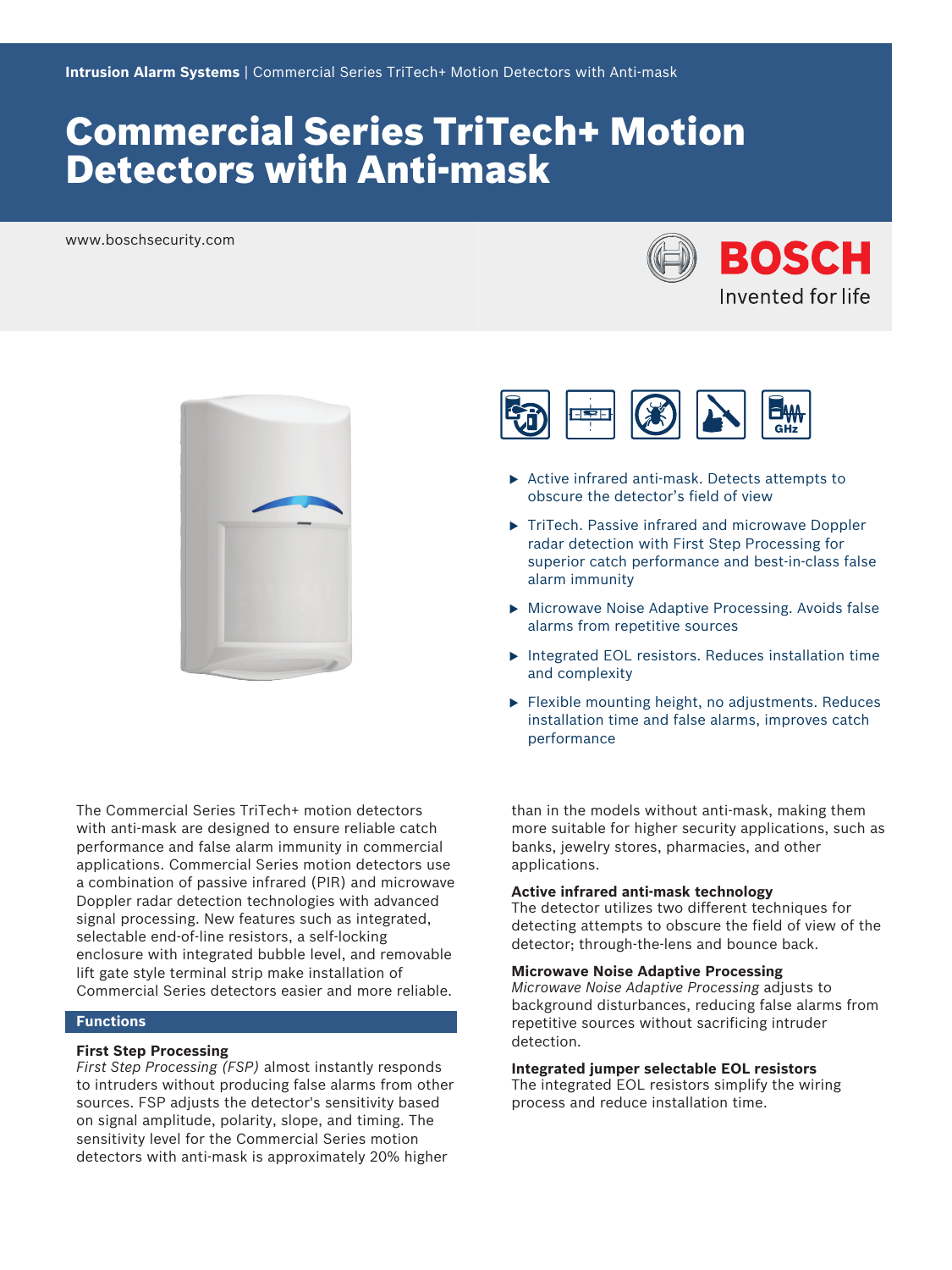**Intrusion Alarm Systems** | Commercial Series TriTech+ Motion Detectors with Anti-mask

# Commercial Series TriTech+ Motion Detectors with Anti-mask

www.boschsecurity.com

BOSCH
Invented for life

- Active infrared anti-mask. Detects attempts to obscure the detector's field of view
- TriTech. Passive infrared and microwave Doppler radar detection with First Step Processing for superior catch performance and best-in-class false alarm immunity
- Microwave Noise Adaptive Processing. Avoids false alarms from repetitive sources
- Integrated EOL resistors. Reduces installation time and complexity
- Flexible mounting height, no adjustments. Reduces installation time and false alarms, improves catch performance

The Commercial Series TriTech+ motion detectors with anti-mask are designed to ensure reliable catch performance and false alarm immunity in commercial applications. Commercial Series motion detectors use a combination of passive infrared (PIR) and microwave Doppler radar detection technologies with advanced signal processing. New features such as integrated, selectable end-of-line resistors, a self-locking enclosure with integrated bubble level, and removable lift gate style terminal strip make installation of Commercial Series detectors easier and more reliable.

## Functions

### First Step Processing

*First Step Processing (FSP)* almost instantly responds to intruders without producing false alarms from other sources. FSP adjusts the detector's sensitivity based on signal amplitude, polarity, slope, and timing. The sensitivity level for the Commercial Series motion detectors with anti-mask is approximately 20% higher than in the models without anti-mask, making them more suitable for higher security applications, such as banks, jewelry stores, pharmacies, and other applications.

### Active infrared anti-mask technology

The detector utilizes two different techniques for detecting attempts to obscure the field of view of the detector; through-the-lens and bounce back.

### Microwave Noise Adaptive Processing

*Microwave Noise Adaptive Processing* adjusts to background disturbances, reducing false alarms from repetitive sources without sacrificing intruder detection.

### Integrated jumper selectable EOL resistors

The integrated EOL resistors simplify the wiring process and reduce installation time.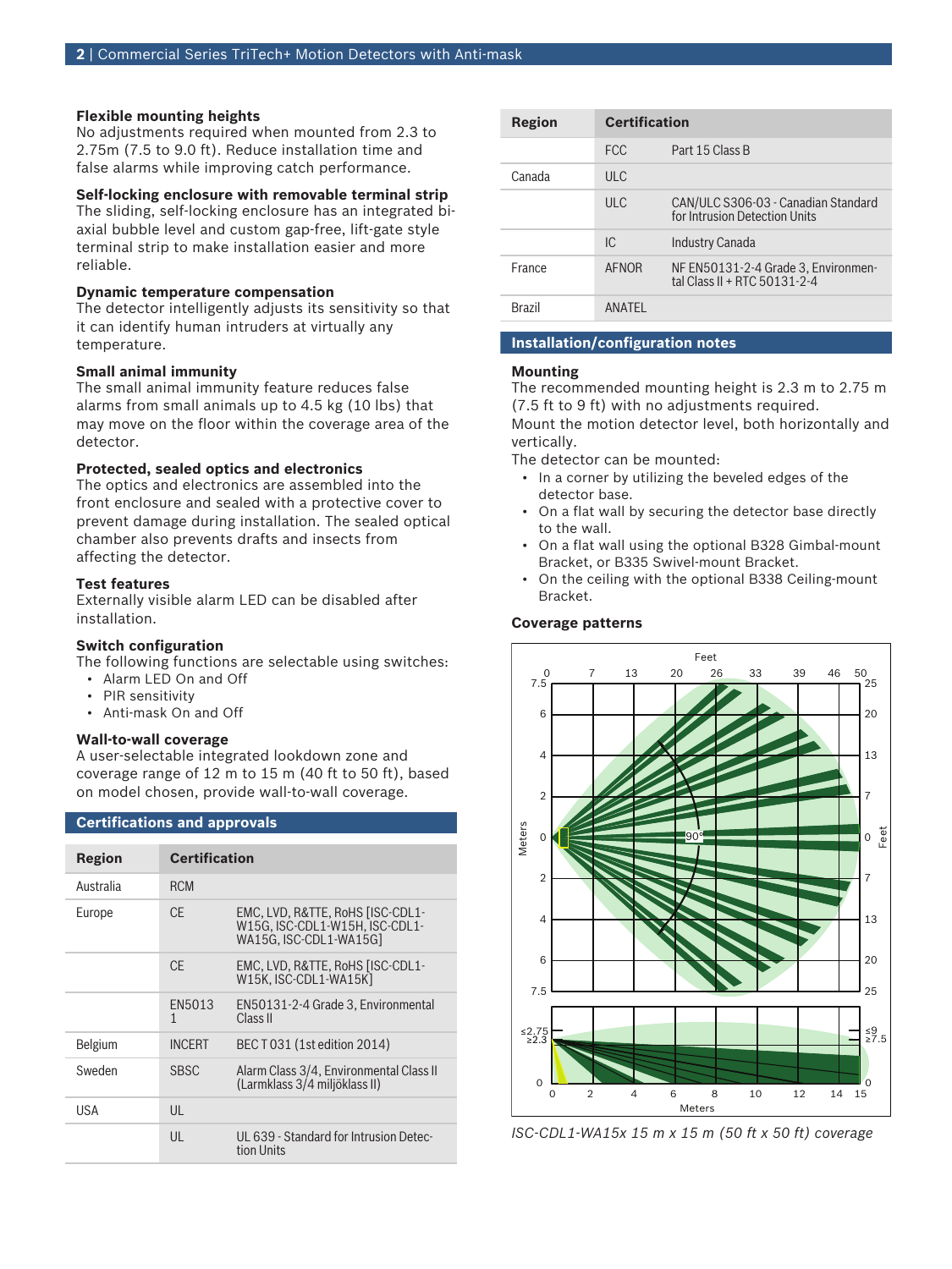### Flexible mounting heights

No adjustments required when mounted from 2.3 to 2.75m (7.5 to 9.0 ft). Reduce installation time and false alarms while improving catch performance.

### Self-locking enclosure with removable terminal strip

The sliding, self-locking enclosure has an integrated bi-axial bubble level and custom gap-free, lift-gate style terminal strip to make installation easier and more reliable.

### Dynamic temperature compensation

The detector intelligently adjusts its sensitivity so that it can identify human intruders at virtually any temperature.

### Small animal immunity

The small animal immunity feature reduces false alarms from small animals up to 4.5 kg (10 lbs) that may move on the floor within the coverage area of the detector.

### Protected, sealed optics and electronics

The optics and electronics are assembled into the front enclosure and sealed with a protective cover to prevent damage during installation. The sealed optical chamber also prevents drafts and insects from affecting the detector.

### Test features

Externally visible alarm LED can be disabled after installation.

### Switch configuration

The following functions are selectable using switches:

- Alarm LED On and Off
- PIR sensitivity
- Anti-mask On and Off

### Wall-to-wall coverage

A user-selectable integrated lookdown zone and coverage range of 12 m to 15 m (40 ft to 50 ft), based on model chosen, provide wall-to-wall coverage.

## Certifications and approvals

| Region | Certification | |
|---|---|---|
| Australia | RCM | |
| Europe | CE | EMC, LVD, R&TTE, RoHS [ISC-CDL1-W15G, ISC-CDL1-W15H, ISC-CDL1-WA15G, ISC-CDL1-WA15G] |
| | CE | EMC, LVD, R&TTE, RoHS [ISC-CDL1-W15K, ISC-CDL1-WA15K] |
| | EN50131 | EN50131-2-4 Grade 3, Environmental Class II |
| Belgium | INCERT | BEC T 031 (1st edition 2014) |
| Sweden | SBSC | Alarm Class 3/4, Environmental Class II (Larmklass 3/4 miljöklass II) |
| USA | UL | |
| | UL | UL 639 - Standard for Intrusion Detection Units |
| | FCC | Part 15 Class B |
| Canada | ULC | |
| | ULC | CAN/ULC S306-03 - Canadian Standard for Intrusion Detection Units |
| | IC | Industry Canada |
| France | AFNOR | NF EN50131-2-4 Grade 3, Environmental Class II + RTC 50131-2-4 |
| Brazil | ANATEL | |

## Installation/configuration notes

### Mounting

The recommended mounting height is 2.3 m to 2.75 m (7.5 ft to 9 ft) with no adjustments required.

Mount the motion detector level, both horizontally and vertically.

The detector can be mounted:

- In a corner by utilizing the beveled edges of the detector base.
- On a flat wall by securing the detector base directly to the wall.
- On a flat wall using the optional B328 Gimbal-mount Bracket, or B335 Swivel-mount Bracket.
- On the ceiling with the optional B338 Ceiling-mount Bracket.

### Coverage patterns

*ISC-CDL1-WA15x 15 m x 15 m (50 ft x 50 ft) coverage*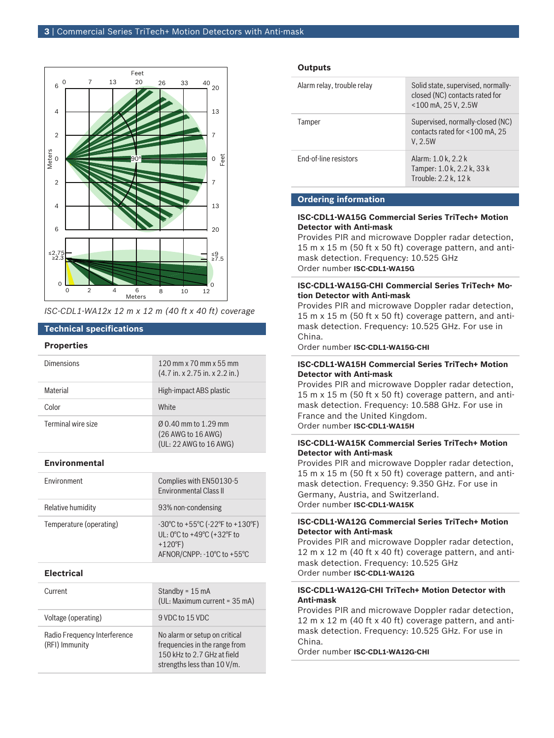*ISC-CDL1-WA12x 12 m x 12 m (40 ft x 40 ft) coverage*

## Technical specifications

### Properties

| | |
|---|---|
| Dimensions | 120 mm x 70 mm x 55 mm (4.7 in. x 2.75 in. x 2.2 in.) |
| Material | High-impact ABS plastic |
| Color | White |
| Terminal wire size | Ø 0.40 mm to 1.29 mm (26 AWG to 16 AWG) (UL: 22 AWG to 16 AWG) |

### Environmental

| | |
|---|---|
| Environment | Complies with EN50130-5 Environmental Class II |
| Relative humidity | 93% non-condensing |
| Temperature (operating) | -30°C to +55°C (-22°F to +130°F) UL: 0°C to +49°C (+32°F to +120°F) AFNOR/CNPP: -10°C to +55°C |

### Electrical

| | |
|---|---|
| Current | Standby = 15 mA (UL: Maximum current = 35 mA) |
| Voltage (operating) | 9 VDC to 15 VDC |
| Radio Frequency Interference (RFI) Immunity | No alarm or setup on critical frequencies in the range from 150 kHz to 2.7 GHz at field strengths less than 10 V/m. |

### Outputs

| | |
|---|---|
| Alarm relay, trouble relay | Solid state, supervised, normally-closed (NC) contacts rated for <100 mA, 25 V, 2.5W |
| Tamper | Supervised, normally-closed (NC) contacts rated for <100 mA, 25 V, 2.5W |
| End-of-line resistors | Alarm: 1.0 k, 2.2 k Tamper: 1.0 k, 2.2 k, 33 k Trouble: 2.2 k, 12 k |

## Ordering information

**ISC-CDL1-WA15G Commercial Series TriTech+ Motion Detector with Anti-mask**
Provides PIR and microwave Doppler radar detection, 15 m x 15 m (50 ft x 50 ft) coverage pattern, and anti-mask detection. Frequency: 10.525 GHz
Order number **ISC-CDL1-WA15G**

**ISC-CDL1-WA15G-CHI Commercial Series TriTech+ Motion Detector with Anti-mask**
Provides PIR and microwave Doppler radar detection, 15 m x 15 m (50 ft x 50 ft) coverage pattern, and anti-mask detection. Frequency: 10.525 GHz. For use in China.
Order number **ISC-CDL1-WA15G-CHI**

**ISC-CDL1-WA15H Commercial Series TriTech+ Motion Detector with Anti-mask**
Provides PIR and microwave Doppler radar detection, 15 m x 15 m (50 ft x 50 ft) coverage pattern, and anti-mask detection. Frequency: 10.588 GHz. For use in France and the United Kingdom.
Order number **ISC-CDL1-WA15H**

**ISC-CDL1-WA15K Commercial Series TriTech+ Motion Detector with Anti-mask**
Provides PIR and microwave Doppler radar detection, 15 m x 15 m (50 ft x 50 ft) coverage pattern, and anti-mask detection. Frequency: 9.350 GHz. For use in Germany, Austria, and Switzerland.
Order number **ISC-CDL1-WA15K**

**ISC-CDL1-WA12G Commercial Series TriTech+ Motion Detector with Anti-mask**
Provides PIR and microwave Doppler radar detection, 12 m x 12 m (40 ft x 40 ft) coverage pattern, and anti-mask detection. Frequency: 10.525 GHz
Order number **ISC-CDL1-WA12G**

**ISC-CDL1-WA12G-CHI TriTech+ Motion Detector with Anti-mask**
Provides PIR and microwave Doppler radar detection, 12 m x 12 m (40 ft x 40 ft) coverage pattern, and anti-mask detection. Frequency: 10.525 GHz. For use in China.
Order number **ISC-CDL1-WA12G-CHI**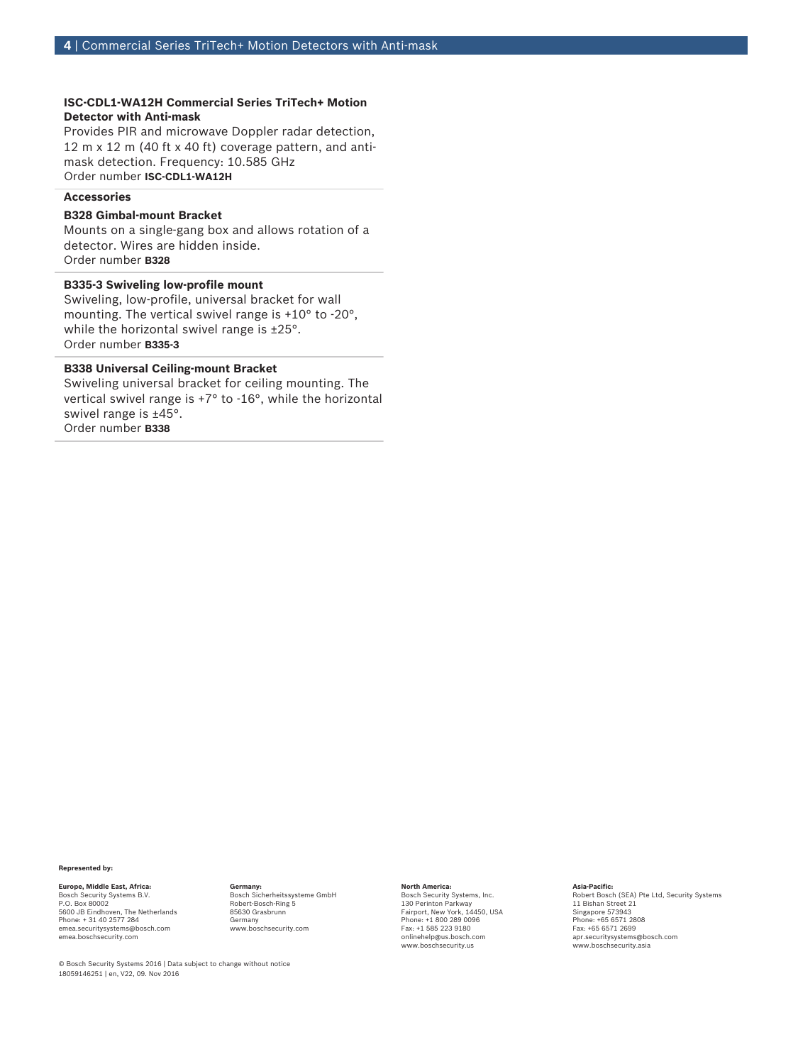**ISC-CDL1-WA12H Commercial Series TriTech+ Motion Detector with Anti-mask**

Provides PIR and microwave Doppler radar detection, 12 m x 12 m (40 ft x 40 ft) coverage pattern, and anti-mask detection. Frequency: 10.585 GHz

Order number **ISC-CDL1-WA12H**

### Accessories

**B328 Gimbal-mount Bracket**

Mounts on a single-gang box and allows rotation of a detector. Wires are hidden inside.

Order number **B328**

**B335-3 Swiveling low-profile mount**

Swiveling, low-profile, universal bracket for wall mounting. The vertical swivel range is +10° to -20°, while the horizontal swivel range is ±25°.

Order number **B335-3**

**B338 Universal Ceiling-mount Bracket**

Swiveling universal bracket for ceiling mounting. The vertical swivel range is +7° to -16°, while the horizontal swivel range is ±45°.

Order number **B338**

**Represented by:**

**Europe, Middle East, Africa:**
Bosch Security Systems B.V.
P.O. Box 80002
5600 JB Eindhoven, The Netherlands
Phone: + 31 40 2577 284
emea.securitysystems@bosch.com
emea.boschsecurity.com

**Germany:**
Bosch Sicherheitssysteme GmbH
Robert-Bosch-Ring 5
85630 Grasbrunn
Germany
www.boschsecurity.com

**North America:**
Bosch Security Systems, Inc.
130 Perinton Parkway
Fairport, New York, 14450, USA
Phone: +1 800 289 0096
Fax: +1 585 223 9180
onlinehelp@us.bosch.com
www.boschsecurity.us

**Asia-Pacific:**
Robert Bosch (SEA) Pte Ltd, Security Systems
11 Bishan Street 21
Singapore 573943
Phone: +65 6571 2808
Fax: +65 6571 2699
apr.securitysystems@bosch.com
www.boschsecurity.asia

© Bosch Security Systems 2016 | Data subject to change without notice
18059146251 | en, V22, 09. Nov 2016